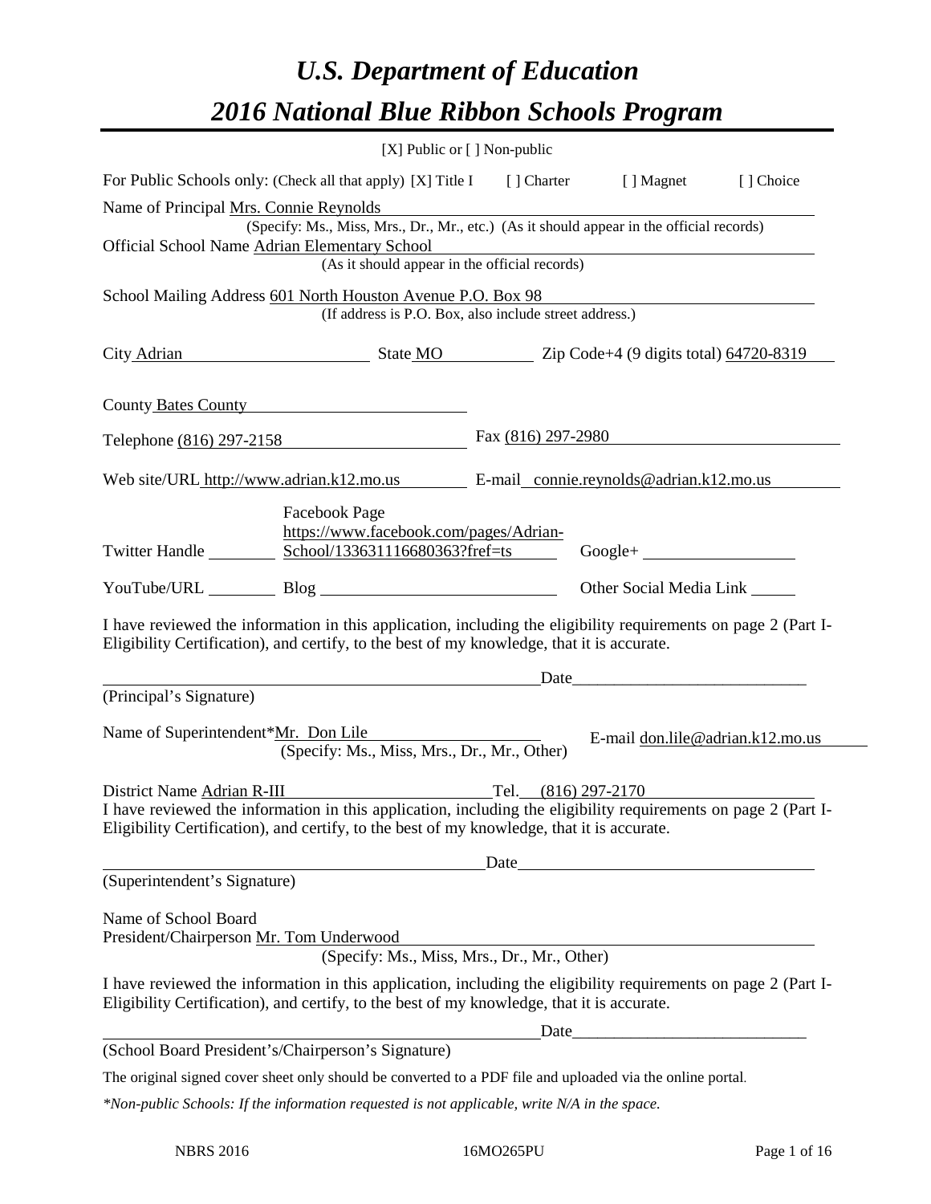# *U.S. Department of Education*

# *2016 National Blue Ribbon Schools Program*

[X] Public or [ ] Non-public

For Public Schools only: (Check all that apply) [X] Title I [ ] Charter [ ] Magnet [ ] Choice

Name of Principal Mrs. Connie Reynolds
(Specify: Ms., Miss, Mrs., Dr., Mr., etc.) (As it should appear in the official records)

Official School Name Adrian Elementary School
(As it should appear in the official records)

School Mailing Address 601 North Houston Avenue P.O. Box 98
(If address is P.O. Box, also include street address.)

City Adrian State MO Zip Code+4 (9 digits total) 64720-8319

County Bates County

Telephone (816) 297-2158 Fax (816) 297-2980

Web site/URL http://www.adrian.k12.mo.us E-mail connie.reynolds@adrian.k12.mo.us

Twitter Handle ________ Facebook Page https://www.facebook.com/pages/Adrian-School/133631116680363?fref=ts Google+ ________

YouTube/URL ________ Blog ________ Other Social Media Link ________

I have reviewed the information in this application, including the eligibility requirements on page 2 (Part I-Eligibility Certification), and certify, to the best of my knowledge, that it is accurate.

_______________________________ Date_______________________

(Principal's Signature)

Name of Superintendent*Mr. Don Lile E-mail don.lile@adrian.k12.mo.us
(Specify: Ms., Miss, Mrs., Dr., Mr., Other)

District Name Adrian R-III Tel. (816) 297-2170

I have reviewed the information in this application, including the eligibility requirements on page 2 (Part I-Eligibility Certification), and certify, to the best of my knowledge, that it is accurate.

_______________________________ Date_______________________

(Superintendent's Signature)

Name of School Board
President/Chairperson Mr. Tom Underwood
(Specify: Ms., Miss, Mrs., Dr., Mr., Other)

I have reviewed the information in this application, including the eligibility requirements on page 2 (Part I-Eligibility Certification), and certify, to the best of my knowledge, that it is accurate.

_______________________________ Date_______________________

(School Board President's/Chairperson's Signature)

The original signed cover sheet only should be converted to a PDF file and uploaded via the online portal.

*\*Non-public Schools: If the information requested is not applicable, write N/A in the space.*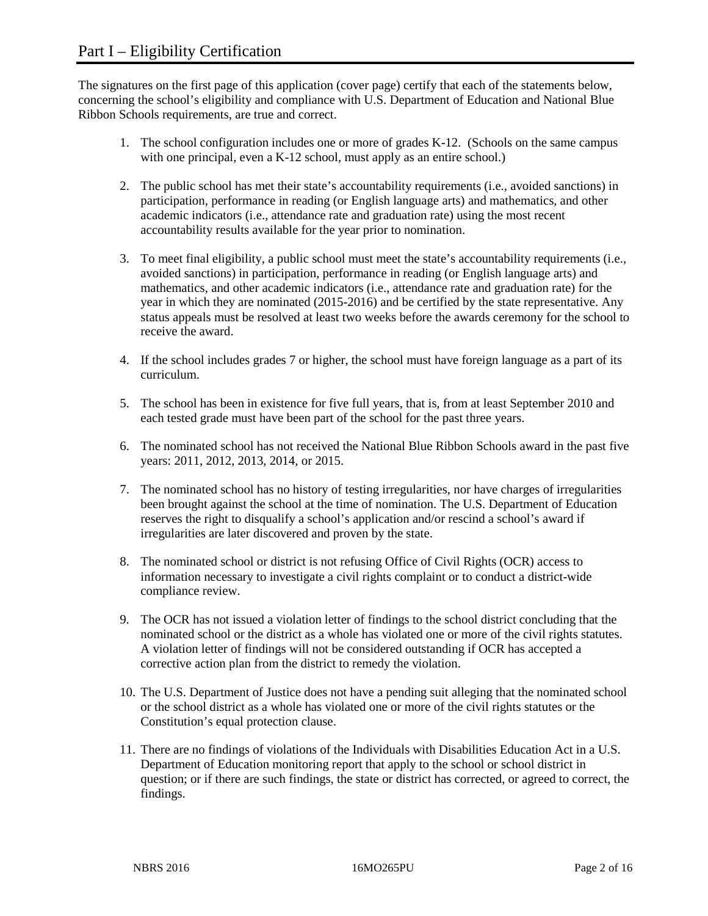# Part I – Eligibility Certification

The signatures on the first page of this application (cover page) certify that each of the statements below, concerning the school's eligibility and compliance with U.S. Department of Education and National Blue Ribbon Schools requirements, are true and correct.

1. The school configuration includes one or more of grades K-12. (Schools on the same campus with one principal, even a K-12 school, must apply as an entire school.)

2. The public school has met their state's accountability requirements (i.e., avoided sanctions) in participation, performance in reading (or English language arts) and mathematics, and other academic indicators (i.e., attendance rate and graduation rate) using the most recent accountability results available for the year prior to nomination.

3. To meet final eligibility, a public school must meet the state's accountability requirements (i.e., avoided sanctions) in participation, performance in reading (or English language arts) and mathematics, and other academic indicators (i.e., attendance rate and graduation rate) for the year in which they are nominated (2015-2016) and be certified by the state representative. Any status appeals must be resolved at least two weeks before the awards ceremony for the school to receive the award.

4. If the school includes grades 7 or higher, the school must have foreign language as a part of its curriculum.

5. The school has been in existence for five full years, that is, from at least September 2010 and each tested grade must have been part of the school for the past three years.

6. The nominated school has not received the National Blue Ribbon Schools award in the past five years: 2011, 2012, 2013, 2014, or 2015.

7. The nominated school has no history of testing irregularities, nor have charges of irregularities been brought against the school at the time of nomination. The U.S. Department of Education reserves the right to disqualify a school's application and/or rescind a school's award if irregularities are later discovered and proven by the state.

8. The nominated school or district is not refusing Office of Civil Rights (OCR) access to information necessary to investigate a civil rights complaint or to conduct a district-wide compliance review.

9. The OCR has not issued a violation letter of findings to the school district concluding that the nominated school or the district as a whole has violated one or more of the civil rights statutes. A violation letter of findings will not be considered outstanding if OCR has accepted a corrective action plan from the district to remedy the violation.

10. The U.S. Department of Justice does not have a pending suit alleging that the nominated school or the school district as a whole has violated one or more of the civil rights statutes or the Constitution's equal protection clause.

11. There are no findings of violations of the Individuals with Disabilities Education Act in a U.S. Department of Education monitoring report that apply to the school or school district in question; or if there are such findings, the state or district has corrected, or agreed to correct, the findings.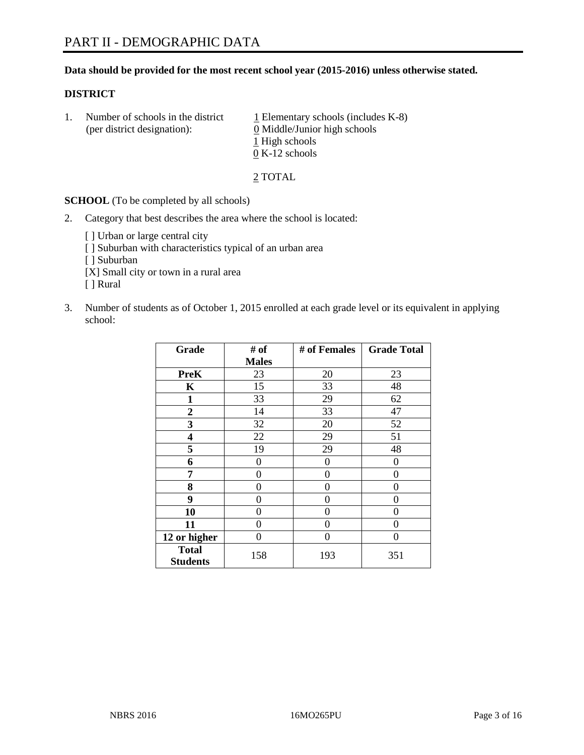# PART II - DEMOGRAPHIC DATA

**Data should be provided for the most recent school year (2015-2016) unless otherwise stated.**

**DISTRICT**

1. Number of schools in the district (per district designation):
   1 Elementary schools (includes K-8)
   0 Middle/Junior high schools
   1 High schools
   0 K-12 schools

   2 TOTAL

**SCHOOL** (To be completed by all schools)

2. Category that best describes the area where the school is located:

   [ ] Urban or large central city
   [ ] Suburban with characteristics typical of an urban area
   [ ] Suburban
   [X] Small city or town in a rural area
   [ ] Rural

3. Number of students as of October 1, 2015 enrolled at each grade level or its equivalent in applying school:

| Grade | # of Males | # of Females | Grade Total |
|---|---|---|---|
| **PreK** | 23 | 20 | 23 |
| **K** | 15 | 33 | 48 |
| **1** | 33 | 29 | 62 |
| **2** | 14 | 33 | 47 |
| **3** | 32 | 20 | 52 |
| **4** | 22 | 29 | 51 |
| **5** | 19 | 29 | 48 |
| **6** | 0 | 0 | 0 |
| **7** | 0 | 0 | 0 |
| **8** | 0 | 0 | 0 |
| **9** | 0 | 0 | 0 |
| **10** | 0 | 0 | 0 |
| **11** | 0 | 0 | 0 |
| **12 or higher** | 0 | 0 | 0 |
| **Total Students** | 158 | 193 | 351 |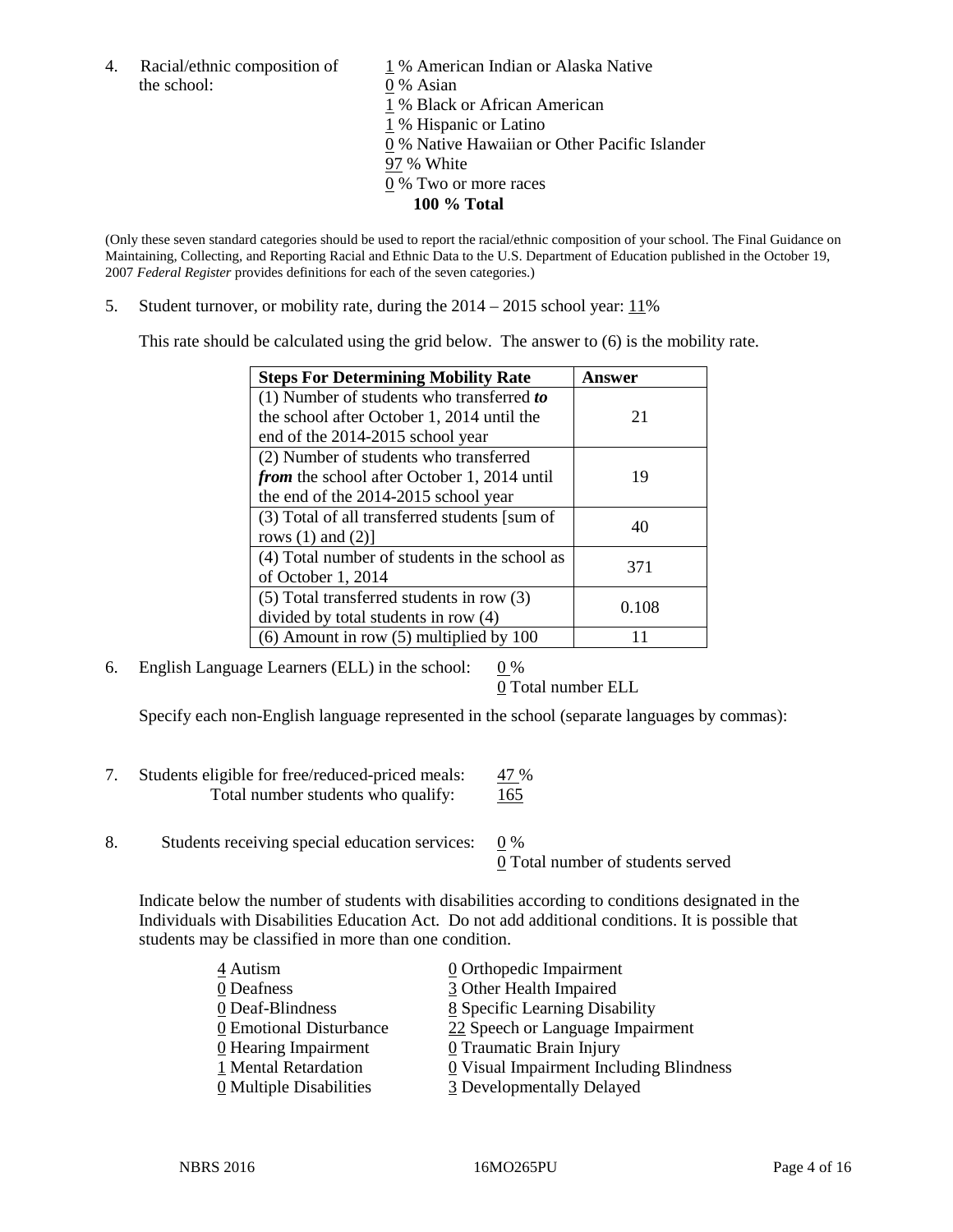4. Racial/ethnic composition of the school:

1 % American Indian or Alaska Native
0 % Asian
1 % Black or African American
1 % Hispanic or Latino
0 % Native Hawaiian or Other Pacific Islander
97 % White
0 % Two or more races
**100 % Total**

(Only these seven standard categories should be used to report the racial/ethnic composition of your school. The Final Guidance on Maintaining, Collecting, and Reporting Racial and Ethnic Data to the U.S. Department of Education published in the October 19, 2007 *Federal Register* provides definitions for each of the seven categories.)

5. Student turnover, or mobility rate, during the 2014 – 2015 school year: 11%

This rate should be calculated using the grid below. The answer to (6) is the mobility rate.

| **Steps For Determining Mobility Rate** | **Answer** |
|---|---|
| (1) Number of students who transferred ***to*** the school after October 1, 2014 until the end of the 2014-2015 school year | 21 |
| (2) Number of students who transferred ***from*** the school after October 1, 2014 until the end of the 2014-2015 school year | 19 |
| (3) Total of all transferred students [sum of rows (1) and (2)] | 40 |
| (4) Total number of students in the school as of October 1, 2014 | 371 |
| (5) Total transferred students in row (3) divided by total students in row (4) | 0.108 |
| (6) Amount in row (5) multiplied by 100 | 11 |

6. English Language Learners (ELL) in the school: 0 %
0 Total number ELL

Specify each non-English language represented in the school (separate languages by commas):

7. Students eligible for free/reduced-priced meals: 47 %
Total number students who qualify: 165

8. Students receiving special education services: 0 %
0 Total number of students served

Indicate below the number of students with disabilities according to conditions designated in the Individuals with Disabilities Education Act. Do not add additional conditions. It is possible that students may be classified in more than one condition.

4 Autism
0 Deafness
0 Deaf-Blindness
0 Emotional Disturbance
0 Hearing Impairment
1 Mental Retardation
0 Multiple Disabilities
0 Orthopedic Impairment
3 Other Health Impaired
8 Specific Learning Disability
22 Speech or Language Impairment
0 Traumatic Brain Injury
0 Visual Impairment Including Blindness
3 Developmentally Delayed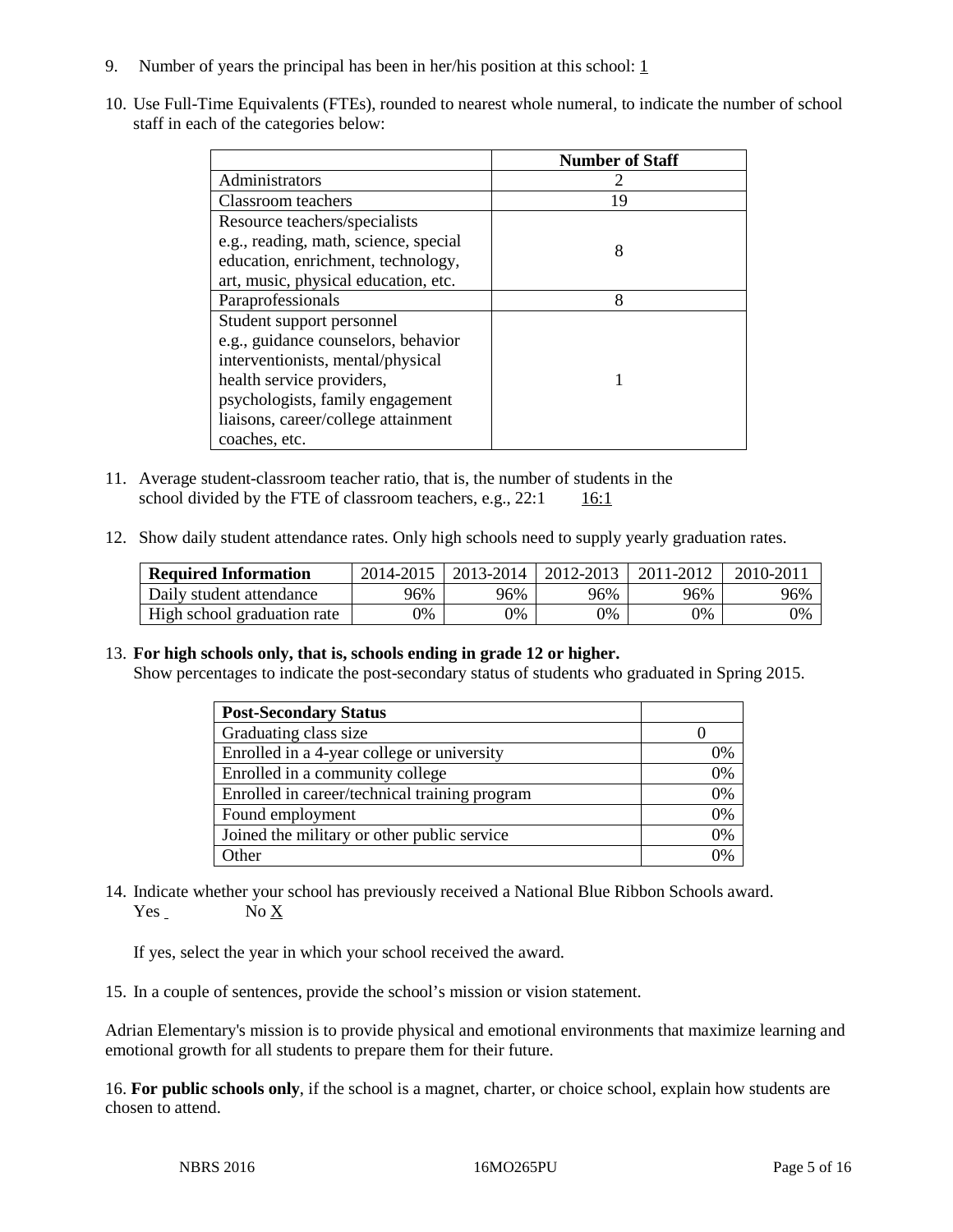9. Number of years the principal has been in her/his position at this school: 1

10. Use Full-Time Equivalents (FTEs), rounded to nearest whole numeral, to indicate the number of school staff in each of the categories below:

| | Number of Staff |
|---|---|
| Administrators | 2 |
| Classroom teachers | 19 |
| Resource teachers/specialists e.g., reading, math, science, special education, enrichment, technology, art, music, physical education, etc. | 8 |
| Paraprofessionals | 8 |
| Student support personnel e.g., guidance counselors, behavior interventionists, mental/physical health service providers, psychologists, family engagement liaisons, career/college attainment coaches, etc. | 1 |

11. Average student-classroom teacher ratio, that is, the number of students in the school divided by the FTE of classroom teachers, e.g., 22:1 16:1

12. Show daily student attendance rates. Only high schools need to supply yearly graduation rates.

| Required Information | 2014-2015 | 2013-2014 | 2012-2013 | 2011-2012 | 2010-2011 |
|---|---|---|---|---|---|
| Daily student attendance | 96% | 96% | 96% | 96% | 96% |
| High school graduation rate | 0% | 0% | 0% | 0% | 0% |

13. **For high schools only, that is, schools ending in grade 12 or higher.**
Show percentages to indicate the post-secondary status of students who graduated in Spring 2015.

| Post-Secondary Status | |
|---|---|
| Graduating class size | 0 |
| Enrolled in a 4-year college or university | 0% |
| Enrolled in a community college | 0% |
| Enrolled in career/technical training program | 0% |
| Found employment | 0% |
| Joined the military or other public service | 0% |
| Other | 0% |

14. Indicate whether your school has previously received a National Blue Ribbon Schools award.
Yes No X

If yes, select the year in which your school received the award.

15. In a couple of sentences, provide the school's mission or vision statement.

Adrian Elementary's mission is to provide physical and emotional environments that maximize learning and emotional growth for all students to prepare them for their future.

16. **For public schools only**, if the school is a magnet, charter, or choice school, explain how students are chosen to attend.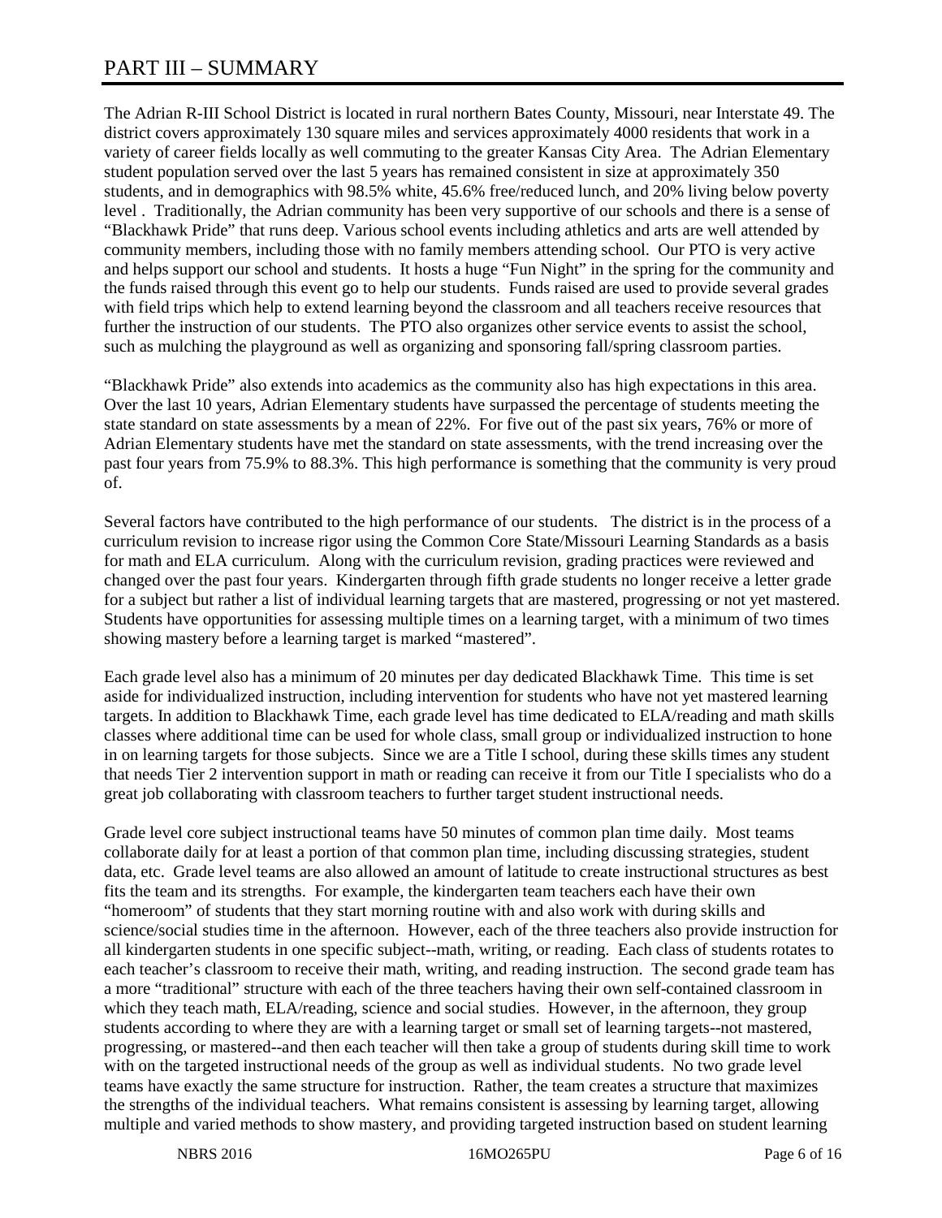# PART III – SUMMARY

The Adrian R-III School District is located in rural northern Bates County, Missouri, near Interstate 49. The district covers approximately 130 square miles and services approximately 4000 residents that work in a variety of career fields locally as well commuting to the greater Kansas City Area. The Adrian Elementary student population served over the last 5 years has remained consistent in size at approximately 350 students, and in demographics with 98.5% white, 45.6% free/reduced lunch, and 20% living below poverty level . Traditionally, the Adrian community has been very supportive of our schools and there is a sense of "Blackhawk Pride" that runs deep. Various school events including athletics and arts are well attended by community members, including those with no family members attending school. Our PTO is very active and helps support our school and students. It hosts a huge "Fun Night" in the spring for the community and the funds raised through this event go to help our students. Funds raised are used to provide several grades with field trips which help to extend learning beyond the classroom and all teachers receive resources that further the instruction of our students. The PTO also organizes other service events to assist the school, such as mulching the playground as well as organizing and sponsoring fall/spring classroom parties.

"Blackhawk Pride" also extends into academics as the community also has high expectations in this area. Over the last 10 years, Adrian Elementary students have surpassed the percentage of students meeting the state standard on state assessments by a mean of 22%. For five out of the past six years, 76% or more of Adrian Elementary students have met the standard on state assessments, with the trend increasing over the past four years from 75.9% to 88.3%. This high performance is something that the community is very proud of.

Several factors have contributed to the high performance of our students. The district is in the process of a curriculum revision to increase rigor using the Common Core State/Missouri Learning Standards as a basis for math and ELA curriculum. Along with the curriculum revision, grading practices were reviewed and changed over the past four years. Kindergarten through fifth grade students no longer receive a letter grade for a subject but rather a list of individual learning targets that are mastered, progressing or not yet mastered. Students have opportunities for assessing multiple times on a learning target, with a minimum of two times showing mastery before a learning target is marked "mastered".

Each grade level also has a minimum of 20 minutes per day dedicated Blackhawk Time. This time is set aside for individualized instruction, including intervention for students who have not yet mastered learning targets. In addition to Blackhawk Time, each grade level has time dedicated to ELA/reading and math skills classes where additional time can be used for whole class, small group or individualized instruction to hone in on learning targets for those subjects. Since we are a Title I school, during these skills times any student that needs Tier 2 intervention support in math or reading can receive it from our Title I specialists who do a great job collaborating with classroom teachers to further target student instructional needs.

Grade level core subject instructional teams have 50 minutes of common plan time daily. Most teams collaborate daily for at least a portion of that common plan time, including discussing strategies, student data, etc. Grade level teams are also allowed an amount of latitude to create instructional structures as best fits the team and its strengths. For example, the kindergarten team teachers each have their own "homeroom" of students that they start morning routine with and also work with during skills and science/social studies time in the afternoon. However, each of the three teachers also provide instruction for all kindergarten students in one specific subject--math, writing, or reading. Each class of students rotates to each teacher's classroom to receive their math, writing, and reading instruction. The second grade team has a more "traditional" structure with each of the three teachers having their own self-contained classroom in which they teach math, ELA/reading, science and social studies. However, in the afternoon, they group students according to where they are with a learning target or small set of learning targets--not mastered, progressing, or mastered--and then each teacher will then take a group of students during skill time to work with on the targeted instructional needs of the group as well as individual students. No two grade level teams have exactly the same structure for instruction. Rather, the team creates a structure that maximizes the strengths of the individual teachers. What remains consistent is assessing by learning target, allowing multiple and varied methods to show mastery, and providing targeted instruction based on student learning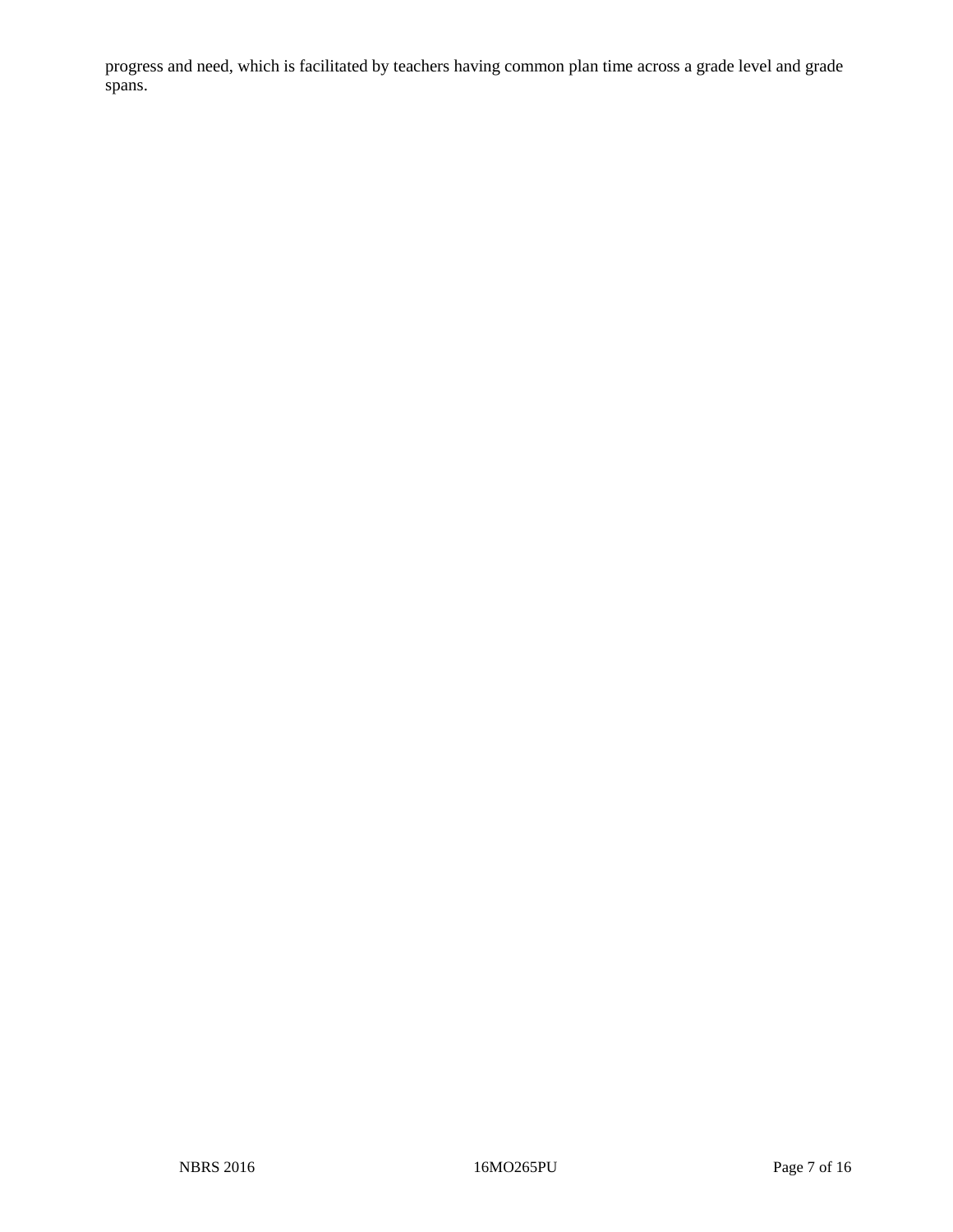progress and need, which is facilitated by teachers having common plan time across a grade level and grade spans.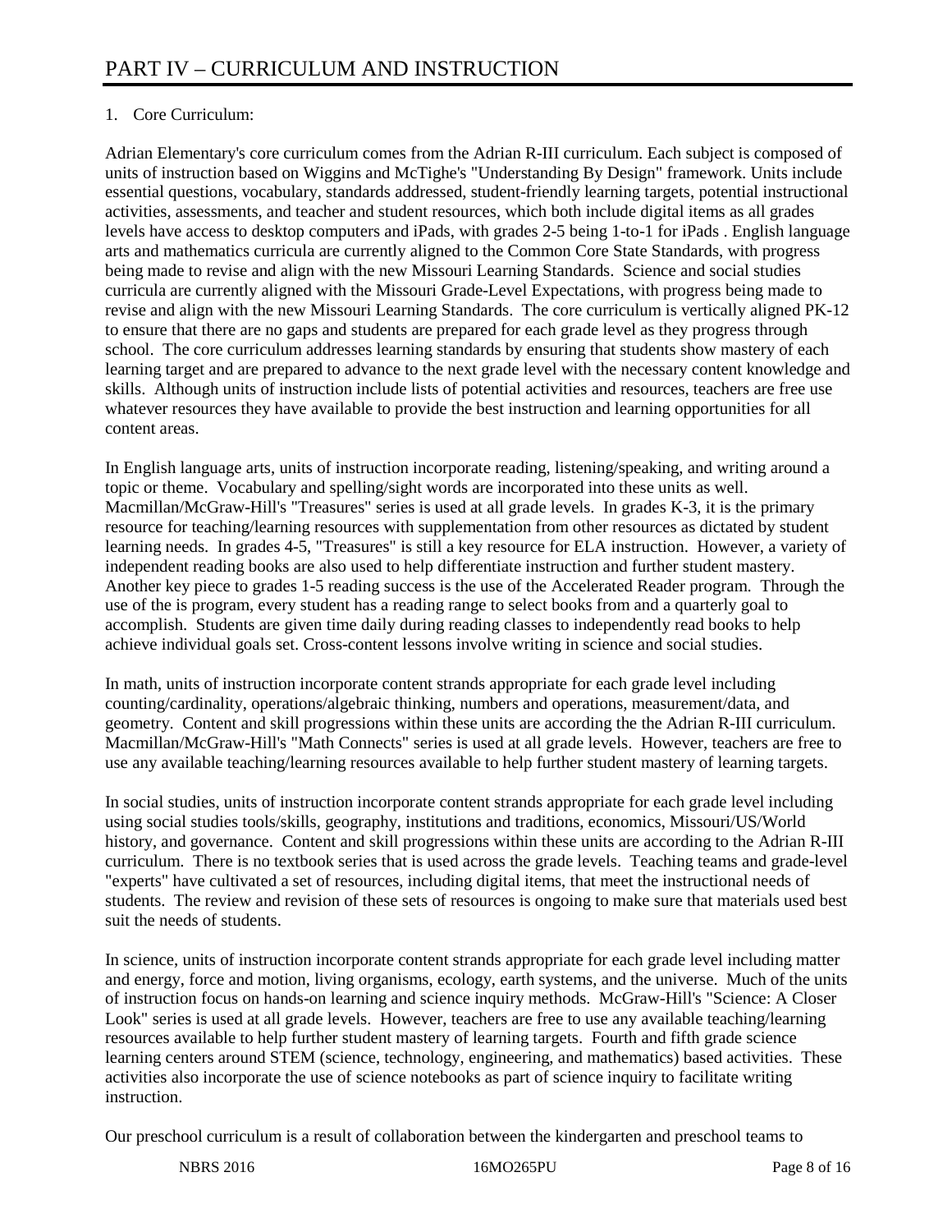# PART IV – CURRICULUM AND INSTRUCTION

1. Core Curriculum:

Adrian Elementary's core curriculum comes from the Adrian R-III curriculum. Each subject is composed of units of instruction based on Wiggins and McTighe's "Understanding By Design" framework. Units include essential questions, vocabulary, standards addressed, student-friendly learning targets, potential instructional activities, assessments, and teacher and student resources, which both include digital items as all grades levels have access to desktop computers and iPads, with grades 2-5 being 1-to-1 for iPads . English language arts and mathematics curricula are currently aligned to the Common Core State Standards, with progress being made to revise and align with the new Missouri Learning Standards. Science and social studies curricula are currently aligned with the Missouri Grade-Level Expectations, with progress being made to revise and align with the new Missouri Learning Standards. The core curriculum is vertically aligned PK-12 to ensure that there are no gaps and students are prepared for each grade level as they progress through school. The core curriculum addresses learning standards by ensuring that students show mastery of each learning target and are prepared to advance to the next grade level with the necessary content knowledge and skills. Although units of instruction include lists of potential activities and resources, teachers are free use whatever resources they have available to provide the best instruction and learning opportunities for all content areas.

In English language arts, units of instruction incorporate reading, listening/speaking, and writing around a topic or theme. Vocabulary and spelling/sight words are incorporated into these units as well. Macmillan/McGraw-Hill's "Treasures" series is used at all grade levels. In grades K-3, it is the primary resource for teaching/learning resources with supplementation from other resources as dictated by student learning needs. In grades 4-5, "Treasures" is still a key resource for ELA instruction. However, a variety of independent reading books are also used to help differentiate instruction and further student mastery. Another key piece to grades 1-5 reading success is the use of the Accelerated Reader program. Through the use of the is program, every student has a reading range to select books from and a quarterly goal to accomplish. Students are given time daily during reading classes to independently read books to help achieve individual goals set. Cross-content lessons involve writing in science and social studies.

In math, units of instruction incorporate content strands appropriate for each grade level including counting/cardinality, operations/algebraic thinking, numbers and operations, measurement/data, and geometry. Content and skill progressions within these units are according the the Adrian R-III curriculum. Macmillan/McGraw-Hill's "Math Connects" series is used at all grade levels. However, teachers are free to use any available teaching/learning resources available to help further student mastery of learning targets.

In social studies, units of instruction incorporate content strands appropriate for each grade level including using social studies tools/skills, geography, institutions and traditions, economics, Missouri/US/World history, and governance. Content and skill progressions within these units are according to the Adrian R-III curriculum. There is no textbook series that is used across the grade levels. Teaching teams and grade-level "experts" have cultivated a set of resources, including digital items, that meet the instructional needs of students. The review and revision of these sets of resources is ongoing to make sure that materials used best suit the needs of students.

In science, units of instruction incorporate content strands appropriate for each grade level including matter and energy, force and motion, living organisms, ecology, earth systems, and the universe. Much of the units of instruction focus on hands-on learning and science inquiry methods. McGraw-Hill's "Science: A Closer Look" series is used at all grade levels. However, teachers are free to use any available teaching/learning resources available to help further student mastery of learning targets. Fourth and fifth grade science learning centers around STEM (science, technology, engineering, and mathematics) based activities. These activities also incorporate the use of science notebooks as part of science inquiry to facilitate writing instruction.

Our preschool curriculum is a result of collaboration between the kindergarten and preschool teams to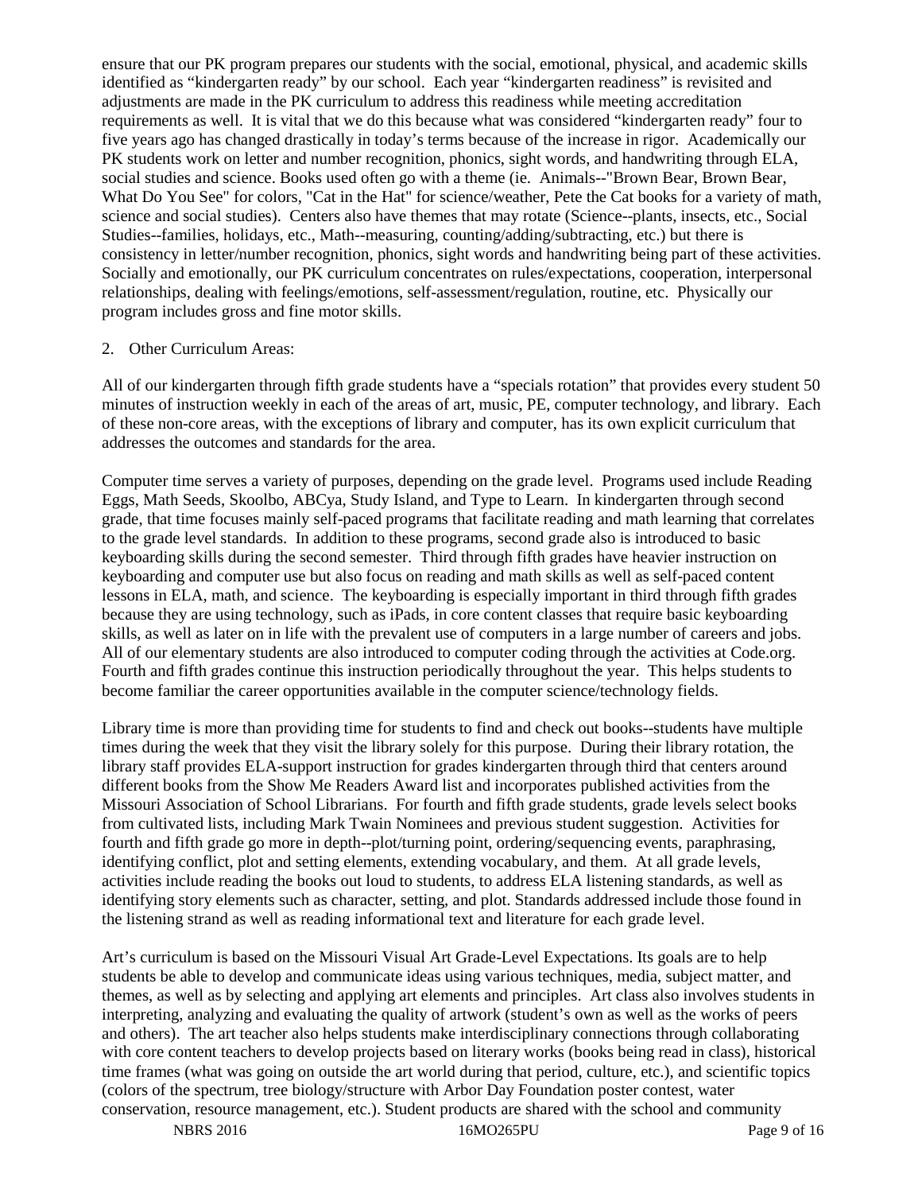ensure that our PK program prepares our students with the social, emotional, physical, and academic skills identified as "kindergarten ready" by our school. Each year "kindergarten readiness" is revisited and adjustments are made in the PK curriculum to address this readiness while meeting accreditation requirements as well. It is vital that we do this because what was considered "kindergarten ready" four to five years ago has changed drastically in today's terms because of the increase in rigor. Academically our PK students work on letter and number recognition, phonics, sight words, and handwriting through ELA, social studies and science. Books used often go with a theme (ie. Animals--"Brown Bear, Brown Bear, What Do You See" for colors, "Cat in the Hat" for science/weather, Pete the Cat books for a variety of math, science and social studies). Centers also have themes that may rotate (Science--plants, insects, etc., Social Studies--families, holidays, etc., Math--measuring, counting/adding/subtracting, etc.) but there is consistency in letter/number recognition, phonics, sight words and handwriting being part of these activities. Socially and emotionally, our PK curriculum concentrates on rules/expectations, cooperation, interpersonal relationships, dealing with feelings/emotions, self-assessment/regulation, routine, etc. Physically our program includes gross and fine motor skills.

2. Other Curriculum Areas:

All of our kindergarten through fifth grade students have a "specials rotation" that provides every student 50 minutes of instruction weekly in each of the areas of art, music, PE, computer technology, and library. Each of these non-core areas, with the exceptions of library and computer, has its own explicit curriculum that addresses the outcomes and standards for the area.

Computer time serves a variety of purposes, depending on the grade level. Programs used include Reading Eggs, Math Seeds, Skoolbo, ABCya, Study Island, and Type to Learn. In kindergarten through second grade, that time focuses mainly self-paced programs that facilitate reading and math learning that correlates to the grade level standards. In addition to these programs, second grade also is introduced to basic keyboarding skills during the second semester. Third through fifth grades have heavier instruction on keyboarding and computer use but also focus on reading and math skills as well as self-paced content lessons in ELA, math, and science. The keyboarding is especially important in third through fifth grades because they are using technology, such as iPads, in core content classes that require basic keyboarding skills, as well as later on in life with the prevalent use of computers in a large number of careers and jobs. All of our elementary students are also introduced to computer coding through the activities at Code.org. Fourth and fifth grades continue this instruction periodically throughout the year. This helps students to become familiar the career opportunities available in the computer science/technology fields.

Library time is more than providing time for students to find and check out books--students have multiple times during the week that they visit the library solely for this purpose. During their library rotation, the library staff provides ELA-support instruction for grades kindergarten through third that centers around different books from the Show Me Readers Award list and incorporates published activities from the Missouri Association of School Librarians. For fourth and fifth grade students, grade levels select books from cultivated lists, including Mark Twain Nominees and previous student suggestion. Activities for fourth and fifth grade go more in depth--plot/turning point, ordering/sequencing events, paraphrasing, identifying conflict, plot and setting elements, extending vocabulary, and them. At all grade levels, activities include reading the books out loud to students, to address ELA listening standards, as well as identifying story elements such as character, setting, and plot. Standards addressed include those found in the listening strand as well as reading informational text and literature for each grade level.

Art's curriculum is based on the Missouri Visual Art Grade-Level Expectations. Its goals are to help students be able to develop and communicate ideas using various techniques, media, subject matter, and themes, as well as by selecting and applying art elements and principles. Art class also involves students in interpreting, analyzing and evaluating the quality of artwork (student's own as well as the works of peers and others). The art teacher also helps students make interdisciplinary connections through collaborating with core content teachers to develop projects based on literary works (books being read in class), historical time frames (what was going on outside the art world during that period, culture, etc.), and scientific topics (colors of the spectrum, tree biology/structure with Arbor Day Foundation poster contest, water conservation, resource management, etc.). Student products are shared with the school and community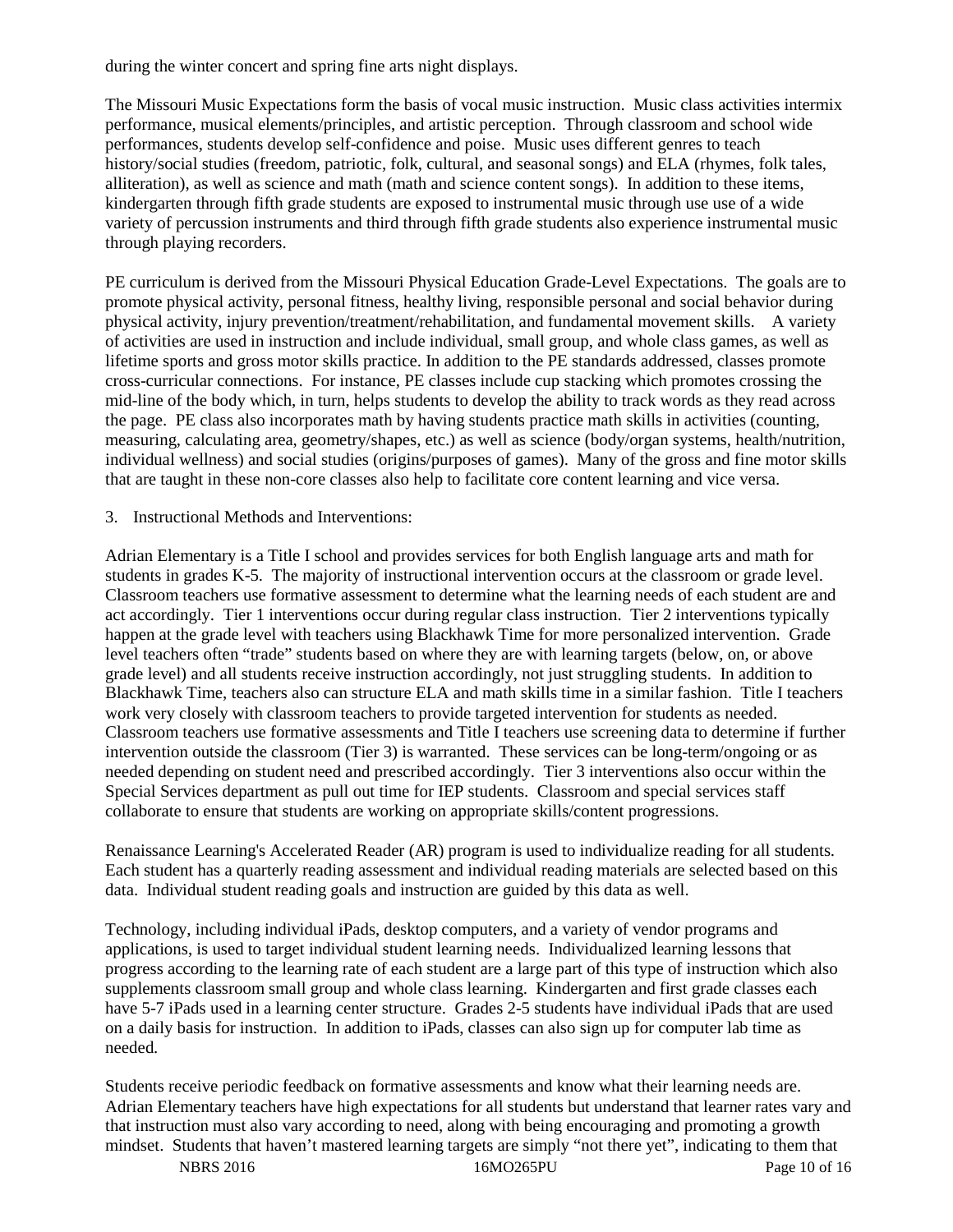during the winter concert and spring fine arts night displays.

The Missouri Music Expectations form the basis of vocal music instruction. Music class activities intermix performance, musical elements/principles, and artistic perception. Through classroom and school wide performances, students develop self-confidence and poise. Music uses different genres to teach history/social studies (freedom, patriotic, folk, cultural, and seasonal songs) and ELA (rhymes, folk tales, alliteration), as well as science and math (math and science content songs). In addition to these items, kindergarten through fifth grade students are exposed to instrumental music through use use of a wide variety of percussion instruments and third through fifth grade students also experience instrumental music through playing recorders.

PE curriculum is derived from the Missouri Physical Education Grade-Level Expectations. The goals are to promote physical activity, personal fitness, healthy living, responsible personal and social behavior during physical activity, injury prevention/treatment/rehabilitation, and fundamental movement skills. A variety of activities are used in instruction and include individual, small group, and whole class games, as well as lifetime sports and gross motor skills practice. In addition to the PE standards addressed, classes promote cross-curricular connections. For instance, PE classes include cup stacking which promotes crossing the mid-line of the body which, in turn, helps students to develop the ability to track words as they read across the page. PE class also incorporates math by having students practice math skills in activities (counting, measuring, calculating area, geometry/shapes, etc.) as well as science (body/organ systems, health/nutrition, individual wellness) and social studies (origins/purposes of games). Many of the gross and fine motor skills that are taught in these non-core classes also help to facilitate core content learning and vice versa.

3. Instructional Methods and Interventions:

Adrian Elementary is a Title I school and provides services for both English language arts and math for students in grades K-5. The majority of instructional intervention occurs at the classroom or grade level. Classroom teachers use formative assessment to determine what the learning needs of each student are and act accordingly. Tier 1 interventions occur during regular class instruction. Tier 2 interventions typically happen at the grade level with teachers using Blackhawk Time for more personalized intervention. Grade level teachers often "trade" students based on where they are with learning targets (below, on, or above grade level) and all students receive instruction accordingly, not just struggling students. In addition to Blackhawk Time, teachers also can structure ELA and math skills time in a similar fashion. Title I teachers work very closely with classroom teachers to provide targeted intervention for students as needed. Classroom teachers use formative assessments and Title I teachers use screening data to determine if further intervention outside the classroom (Tier 3) is warranted. These services can be long-term/ongoing or as needed depending on student need and prescribed accordingly. Tier 3 interventions also occur within the Special Services department as pull out time for IEP students. Classroom and special services staff collaborate to ensure that students are working on appropriate skills/content progressions.

Renaissance Learning's Accelerated Reader (AR) program is used to individualize reading for all students. Each student has a quarterly reading assessment and individual reading materials are selected based on this data. Individual student reading goals and instruction are guided by this data as well.

Technology, including individual iPads, desktop computers, and a variety of vendor programs and applications, is used to target individual student learning needs. Individualized learning lessons that progress according to the learning rate of each student are a large part of this type of instruction which also supplements classroom small group and whole class learning. Kindergarten and first grade classes each have 5-7 iPads used in a learning center structure. Grades 2-5 students have individual iPads that are used on a daily basis for instruction. In addition to iPads, classes can also sign up for computer lab time as needed.

Students receive periodic feedback on formative assessments and know what their learning needs are. Adrian Elementary teachers have high expectations for all students but understand that learner rates vary and that instruction must also vary according to need, along with being encouraging and promoting a growth mindset. Students that haven't mastered learning targets are simply "not there yet", indicating to them that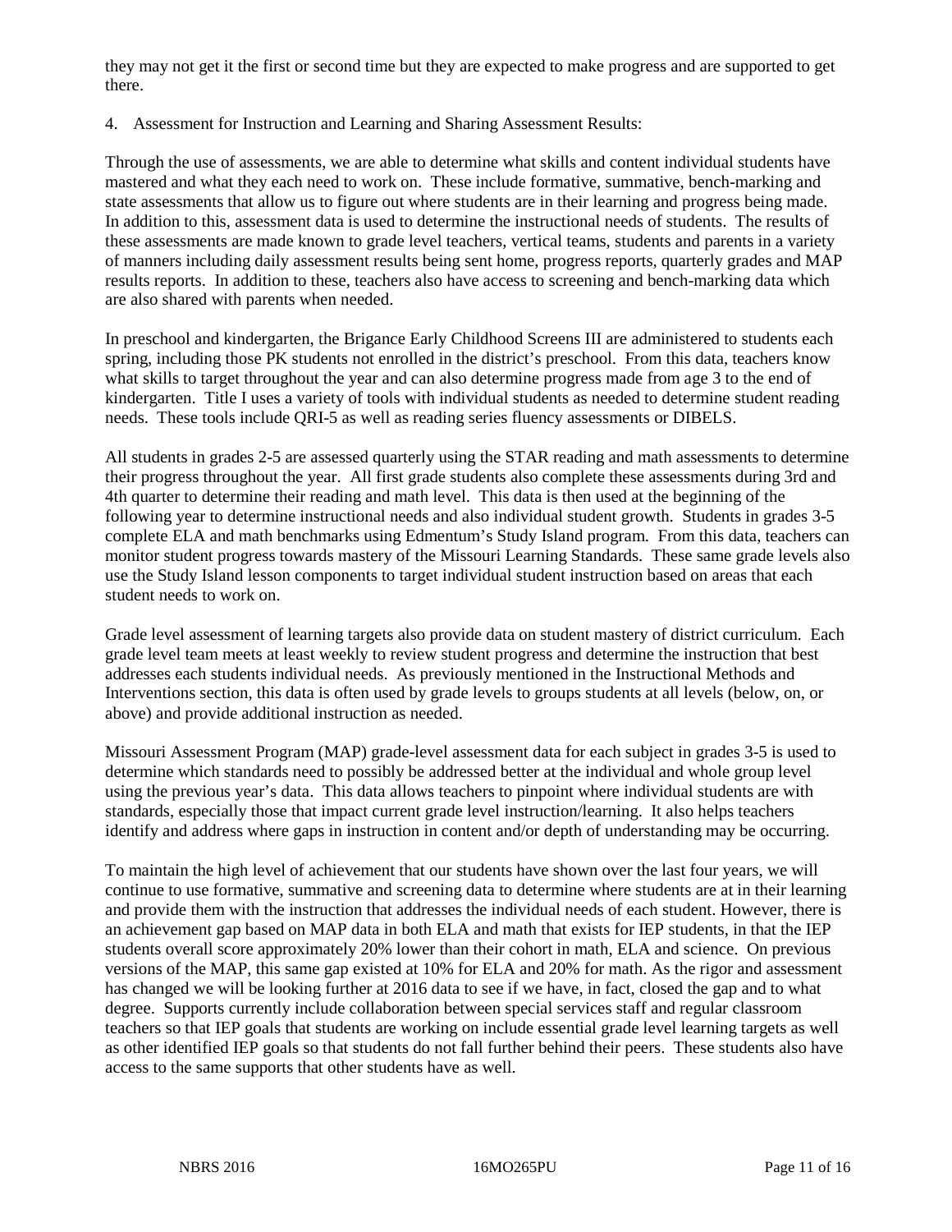they may not get it the first or second time but they are expected to make progress and are supported to get there.

4. Assessment for Instruction and Learning and Sharing Assessment Results:

Through the use of assessments, we are able to determine what skills and content individual students have mastered and what they each need to work on. These include formative, summative, bench-marking and state assessments that allow us to figure out where students are in their learning and progress being made. In addition to this, assessment data is used to determine the instructional needs of students. The results of these assessments are made known to grade level teachers, vertical teams, students and parents in a variety of manners including daily assessment results being sent home, progress reports, quarterly grades and MAP results reports. In addition to these, teachers also have access to screening and bench-marking data which are also shared with parents when needed.

In preschool and kindergarten, the Brigance Early Childhood Screens III are administered to students each spring, including those PK students not enrolled in the district's preschool. From this data, teachers know what skills to target throughout the year and can also determine progress made from age 3 to the end of kindergarten. Title I uses a variety of tools with individual students as needed to determine student reading needs. These tools include QRI-5 as well as reading series fluency assessments or DIBELS.

All students in grades 2-5 are assessed quarterly using the STAR reading and math assessments to determine their progress throughout the year. All first grade students also complete these assessments during 3rd and 4th quarter to determine their reading and math level. This data is then used at the beginning of the following year to determine instructional needs and also individual student growth. Students in grades 3-5 complete ELA and math benchmarks using Edmentum's Study Island program. From this data, teachers can monitor student progress towards mastery of the Missouri Learning Standards. These same grade levels also use the Study Island lesson components to target individual student instruction based on areas that each student needs to work on.

Grade level assessment of learning targets also provide data on student mastery of district curriculum. Each grade level team meets at least weekly to review student progress and determine the instruction that best addresses each students individual needs. As previously mentioned in the Instructional Methods and Interventions section, this data is often used by grade levels to groups students at all levels (below, on, or above) and provide additional instruction as needed.

Missouri Assessment Program (MAP) grade-level assessment data for each subject in grades 3-5 is used to determine which standards need to possibly be addressed better at the individual and whole group level using the previous year's data. This data allows teachers to pinpoint where individual students are with standards, especially those that impact current grade level instruction/learning. It also helps teachers identify and address where gaps in instruction in content and/or depth of understanding may be occurring.

To maintain the high level of achievement that our students have shown over the last four years, we will continue to use formative, summative and screening data to determine where students are at in their learning and provide them with the instruction that addresses the individual needs of each student. However, there is an achievement gap based on MAP data in both ELA and math that exists for IEP students, in that the IEP students overall score approximately 20% lower than their cohort in math, ELA and science. On previous versions of the MAP, this same gap existed at 10% for ELA and 20% for math. As the rigor and assessment has changed we will be looking further at 2016 data to see if we have, in fact, closed the gap and to what degree. Supports currently include collaboration between special services staff and regular classroom teachers so that IEP goals that students are working on include essential grade level learning targets as well as other identified IEP goals so that students do not fall further behind their peers. These students also have access to the same supports that other students have as well.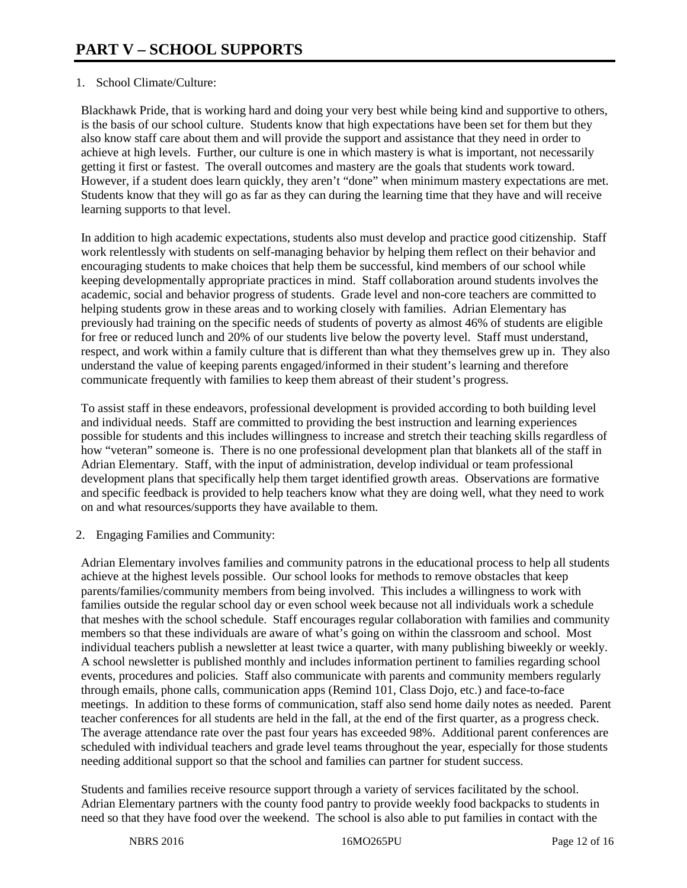# PART V – SCHOOL SUPPORTS

1. School Climate/Culture:

Blackhawk Pride, that is working hard and doing your very best while being kind and supportive to others, is the basis of our school culture. Students know that high expectations have been set for them but they also know staff care about them and will provide the support and assistance that they need in order to achieve at high levels. Further, our culture is one in which mastery is what is important, not necessarily getting it first or fastest. The overall outcomes and mastery are the goals that students work toward. However, if a student does learn quickly, they aren't "done" when minimum mastery expectations are met. Students know that they will go as far as they can during the learning time that they have and will receive learning supports to that level.

In addition to high academic expectations, students also must develop and practice good citizenship. Staff work relentlessly with students on self-managing behavior by helping them reflect on their behavior and encouraging students to make choices that help them be successful, kind members of our school while keeping developmentally appropriate practices in mind. Staff collaboration around students involves the academic, social and behavior progress of students. Grade level and non-core teachers are committed to helping students grow in these areas and to working closely with families. Adrian Elementary has previously had training on the specific needs of students of poverty as almost 46% of students are eligible for free or reduced lunch and 20% of our students live below the poverty level. Staff must understand, respect, and work within a family culture that is different than what they themselves grew up in. They also understand the value of keeping parents engaged/informed in their student's learning and therefore communicate frequently with families to keep them abreast of their student's progress.

To assist staff in these endeavors, professional development is provided according to both building level and individual needs. Staff are committed to providing the best instruction and learning experiences possible for students and this includes willingness to increase and stretch their teaching skills regardless of how "veteran" someone is. There is no one professional development plan that blankets all of the staff in Adrian Elementary. Staff, with the input of administration, develop individual or team professional development plans that specifically help them target identified growth areas. Observations are formative and specific feedback is provided to help teachers know what they are doing well, what they need to work on and what resources/supports they have available to them.

2. Engaging Families and Community:

Adrian Elementary involves families and community patrons in the educational process to help all students achieve at the highest levels possible. Our school looks for methods to remove obstacles that keep parents/families/community members from being involved. This includes a willingness to work with families outside the regular school day or even school week because not all individuals work a schedule that meshes with the school schedule. Staff encourages regular collaboration with families and community members so that these individuals are aware of what's going on within the classroom and school. Most individual teachers publish a newsletter at least twice a quarter, with many publishing biweekly or weekly. A school newsletter is published monthly and includes information pertinent to families regarding school events, procedures and policies. Staff also communicate with parents and community members regularly through emails, phone calls, communication apps (Remind 101, Class Dojo, etc.) and face-to-face meetings. In addition to these forms of communication, staff also send home daily notes as needed. Parent teacher conferences for all students are held in the fall, at the end of the first quarter, as a progress check. The average attendance rate over the past four years has exceeded 98%. Additional parent conferences are scheduled with individual teachers and grade level teams throughout the year, especially for those students needing additional support so that the school and families can partner for student success.

Students and families receive resource support through a variety of services facilitated by the school. Adrian Elementary partners with the county food pantry to provide weekly food backpacks to students in need so that they have food over the weekend. The school is also able to put families in contact with the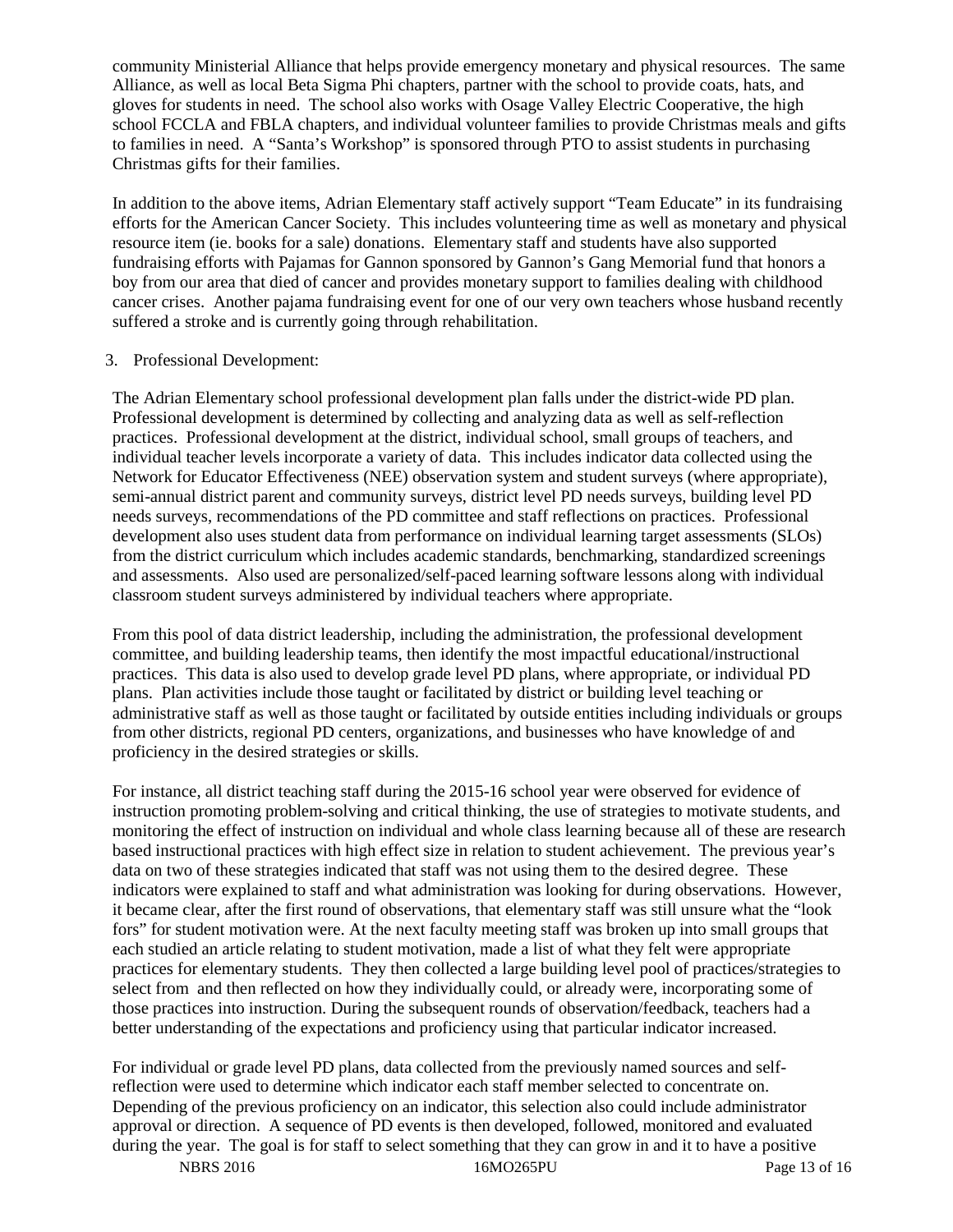community Ministerial Alliance that helps provide emergency monetary and physical resources. The same Alliance, as well as local Beta Sigma Phi chapters, partner with the school to provide coats, hats, and gloves for students in need. The school also works with Osage Valley Electric Cooperative, the high school FCCLA and FBLA chapters, and individual volunteer families to provide Christmas meals and gifts to families in need. A "Santa's Workshop" is sponsored through PTO to assist students in purchasing Christmas gifts for their families.

In addition to the above items, Adrian Elementary staff actively support "Team Educate" in its fundraising efforts for the American Cancer Society. This includes volunteering time as well as monetary and physical resource item (ie. books for a sale) donations. Elementary staff and students have also supported fundraising efforts with Pajamas for Gannon sponsored by Gannon's Gang Memorial fund that honors a boy from our area that died of cancer and provides monetary support to families dealing with childhood cancer crises. Another pajama fundraising event for one of our very own teachers whose husband recently suffered a stroke and is currently going through rehabilitation.

3. Professional Development:

The Adrian Elementary school professional development plan falls under the district-wide PD plan. Professional development is determined by collecting and analyzing data as well as self-reflection practices. Professional development at the district, individual school, small groups of teachers, and individual teacher levels incorporate a variety of data. This includes indicator data collected using the Network for Educator Effectiveness (NEE) observation system and student surveys (where appropriate), semi-annual district parent and community surveys, district level PD needs surveys, building level PD needs surveys, recommendations of the PD committee and staff reflections on practices. Professional development also uses student data from performance on individual learning target assessments (SLOs) from the district curriculum which includes academic standards, benchmarking, standardized screenings and assessments. Also used are personalized/self-paced learning software lessons along with individual classroom student surveys administered by individual teachers where appropriate.

From this pool of data district leadership, including the administration, the professional development committee, and building leadership teams, then identify the most impactful educational/instructional practices. This data is also used to develop grade level PD plans, where appropriate, or individual PD plans. Plan activities include those taught or facilitated by district or building level teaching or administrative staff as well as those taught or facilitated by outside entities including individuals or groups from other districts, regional PD centers, organizations, and businesses who have knowledge of and proficiency in the desired strategies or skills.

For instance, all district teaching staff during the 2015-16 school year were observed for evidence of instruction promoting problem-solving and critical thinking, the use of strategies to motivate students, and monitoring the effect of instruction on individual and whole class learning because all of these are research based instructional practices with high effect size in relation to student achievement. The previous year's data on two of these strategies indicated that staff was not using them to the desired degree. These indicators were explained to staff and what administration was looking for during observations. However, it became clear, after the first round of observations, that elementary staff was still unsure what the "look fors" for student motivation were. At the next faculty meeting staff was broken up into small groups that each studied an article relating to student motivation, made a list of what they felt were appropriate practices for elementary students. They then collected a large building level pool of practices/strategies to select from and then reflected on how they individually could, or already were, incorporating some of those practices into instruction. During the subsequent rounds of observation/feedback, teachers had a better understanding of the expectations and proficiency using that particular indicator increased.

For individual or grade level PD plans, data collected from the previously named sources and self-reflection were used to determine which indicator each staff member selected to concentrate on. Depending of the previous proficiency on an indicator, this selection also could include administrator approval or direction. A sequence of PD events is then developed, followed, monitored and evaluated during the year. The goal is for staff to select something that they can grow in and it to have a positive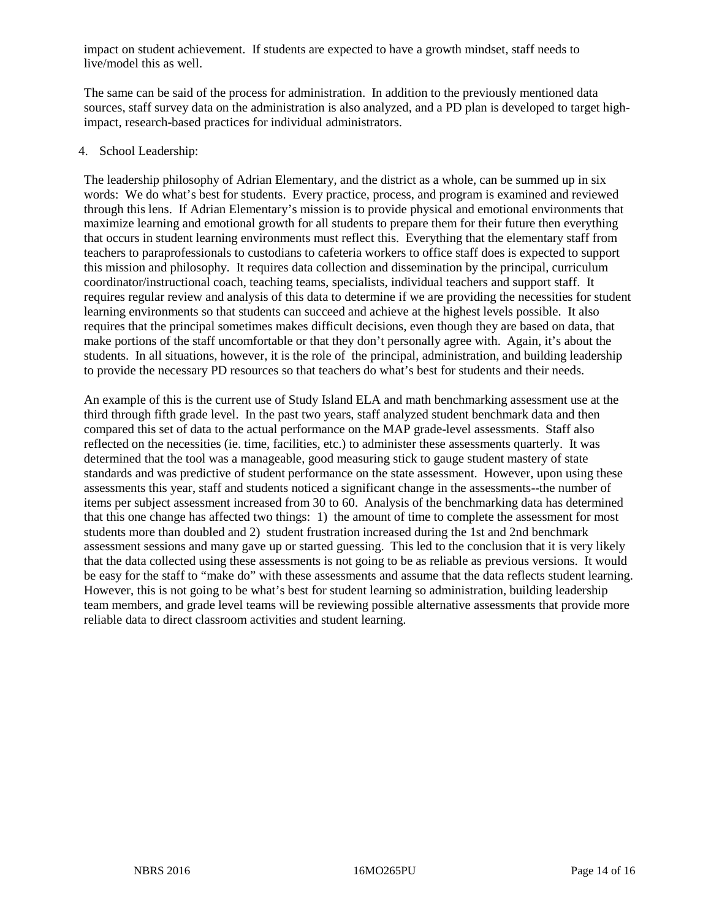impact on student achievement. If students are expected to have a growth mindset, staff needs to live/model this as well.

The same can be said of the process for administration. In addition to the previously mentioned data sources, staff survey data on the administration is also analyzed, and a PD plan is developed to target high-impact, research-based practices for individual administrators.

4. School Leadership:

The leadership philosophy of Adrian Elementary, and the district as a whole, can be summed up in six words: We do what's best for students. Every practice, process, and program is examined and reviewed through this lens. If Adrian Elementary's mission is to provide physical and emotional environments that maximize learning and emotional growth for all students to prepare them for their future then everything that occurs in student learning environments must reflect this. Everything that the elementary staff from teachers to paraprofessionals to custodians to cafeteria workers to office staff does is expected to support this mission and philosophy. It requires data collection and dissemination by the principal, curriculum coordinator/instructional coach, teaching teams, specialists, individual teachers and support staff. It requires regular review and analysis of this data to determine if we are providing the necessities for student learning environments so that students can succeed and achieve at the highest levels possible. It also requires that the principal sometimes makes difficult decisions, even though they are based on data, that make portions of the staff uncomfortable or that they don't personally agree with. Again, it's about the students. In all situations, however, it is the role of the principal, administration, and building leadership to provide the necessary PD resources so that teachers do what's best for students and their needs.

An example of this is the current use of Study Island ELA and math benchmarking assessment use at the third through fifth grade level. In the past two years, staff analyzed student benchmark data and then compared this set of data to the actual performance on the MAP grade-level assessments. Staff also reflected on the necessities (ie. time, facilities, etc.) to administer these assessments quarterly. It was determined that the tool was a manageable, good measuring stick to gauge student mastery of state standards and was predictive of student performance on the state assessment. However, upon using these assessments this year, staff and students noticed a significant change in the assessments--the number of items per subject assessment increased from 30 to 60. Analysis of the benchmarking data has determined that this one change has affected two things: 1) the amount of time to complete the assessment for most students more than doubled and 2) student frustration increased during the 1st and 2nd benchmark assessment sessions and many gave up or started guessing. This led to the conclusion that it is very likely that the data collected using these assessments is not going to be as reliable as previous versions. It would be easy for the staff to "make do" with these assessments and assume that the data reflects student learning. However, this is not going to be what's best for student learning so administration, building leadership team members, and grade level teams will be reviewing possible alternative assessments that provide more reliable data to direct classroom activities and student learning.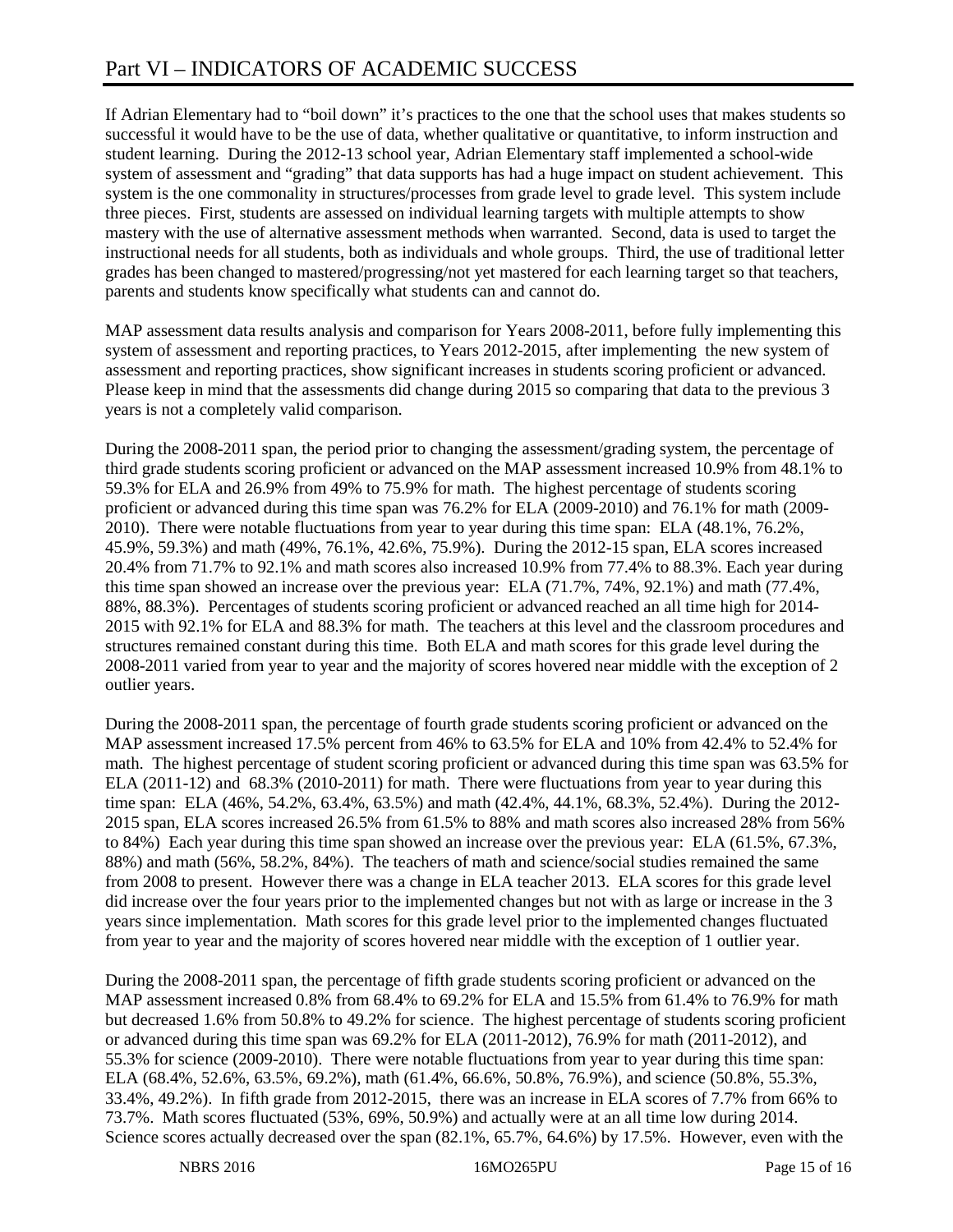# Part VI – INDICATORS OF ACADEMIC SUCCESS

If Adrian Elementary had to "boil down" it's practices to the one that the school uses that makes students so successful it would have to be the use of data, whether qualitative or quantitative, to inform instruction and student learning. During the 2012-13 school year, Adrian Elementary staff implemented a school-wide system of assessment and "grading" that data supports has had a huge impact on student achievement. This system is the one commonality in structures/processes from grade level to grade level. This system include three pieces. First, students are assessed on individual learning targets with multiple attempts to show mastery with the use of alternative assessment methods when warranted. Second, data is used to target the instructional needs for all students, both as individuals and whole groups. Third, the use of traditional letter grades has been changed to mastered/progressing/not yet mastered for each learning target so that teachers, parents and students know specifically what students can and cannot do.

MAP assessment data results analysis and comparison for Years 2008-2011, before fully implementing this system of assessment and reporting practices, to Years 2012-2015, after implementing the new system of assessment and reporting practices, show significant increases in students scoring proficient or advanced. Please keep in mind that the assessments did change during 2015 so comparing that data to the previous 3 years is not a completely valid comparison.

During the 2008-2011 span, the period prior to changing the assessment/grading system, the percentage of third grade students scoring proficient or advanced on the MAP assessment increased 10.9% from 48.1% to 59.3% for ELA and 26.9% from 49% to 75.9% for math. The highest percentage of students scoring proficient or advanced during this time span was 76.2% for ELA (2009-2010) and 76.1% for math (2009-2010). There were notable fluctuations from year to year during this time span: ELA (48.1%, 76.2%, 45.9%, 59.3%) and math (49%, 76.1%, 42.6%, 75.9%). During the 2012-15 span, ELA scores increased 20.4% from 71.7% to 92.1% and math scores also increased 10.9% from 77.4% to 88.3%. Each year during this time span showed an increase over the previous year: ELA (71.7%, 74%, 92.1%) and math (77.4%, 88%, 88.3%). Percentages of students scoring proficient or advanced reached an all time high for 2014-2015 with 92.1% for ELA and 88.3% for math. The teachers at this level and the classroom procedures and structures remained constant during this time. Both ELA and math scores for this grade level during the 2008-2011 varied from year to year and the majority of scores hovered near middle with the exception of 2 outlier years.

During the 2008-2011 span, the percentage of fourth grade students scoring proficient or advanced on the MAP assessment increased 17.5% percent from 46% to 63.5% for ELA and 10% from 42.4% to 52.4% for math. The highest percentage of student scoring proficient or advanced during this time span was 63.5% for ELA (2011-12) and 68.3% (2010-2011) for math. There were fluctuations from year to year during this time span: ELA (46%, 54.2%, 63.4%, 63.5%) and math (42.4%, 44.1%, 68.3%, 52.4%). During the 2012-2015 span, ELA scores increased 26.5% from 61.5% to 88% and math scores also increased 28% from 56% to 84%) Each year during this time span showed an increase over the previous year: ELA (61.5%, 67.3%, 88%) and math (56%, 58.2%, 84%). The teachers of math and science/social studies remained the same from 2008 to present. However there was a change in ELA teacher 2013. ELA scores for this grade level did increase over the four years prior to the implemented changes but not with as large or increase in the 3 years since implementation. Math scores for this grade level prior to the implemented changes fluctuated from year to year and the majority of scores hovered near middle with the exception of 1 outlier year.

During the 2008-2011 span, the percentage of fifth grade students scoring proficient or advanced on the MAP assessment increased 0.8% from 68.4% to 69.2% for ELA and 15.5% from 61.4% to 76.9% for math but decreased 1.6% from 50.8% to 49.2% for science. The highest percentage of students scoring proficient or advanced during this time span was 69.2% for ELA (2011-2012), 76.9% for math (2011-2012), and 55.3% for science (2009-2010). There were notable fluctuations from year to year during this time span: ELA (68.4%, 52.6%, 63.5%, 69.2%), math (61.4%, 66.6%, 50.8%, 76.9%), and science (50.8%, 55.3%, 33.4%, 49.2%). In fifth grade from 2012-2015, there was an increase in ELA scores of 7.7% from 66% to 73.7%. Math scores fluctuated (53%, 69%, 50.9%) and actually were at an all time low during 2014. Science scores actually decreased over the span (82.1%, 65.7%, 64.6%) by 17.5%. However, even with the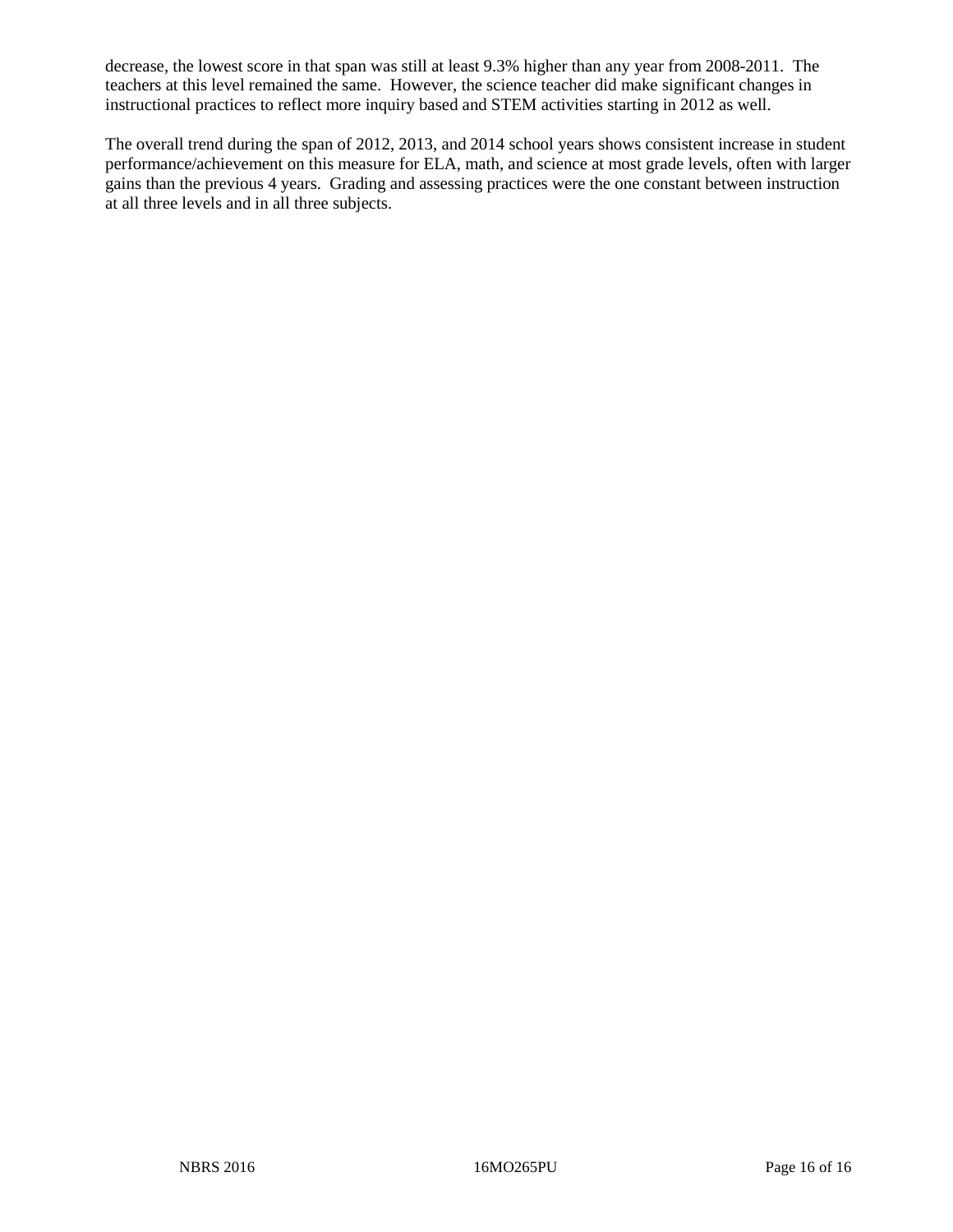decrease, the lowest score in that span was still at least 9.3% higher than any year from 2008-2011. The teachers at this level remained the same. However, the science teacher did make significant changes in instructional practices to reflect more inquiry based and STEM activities starting in 2012 as well.

The overall trend during the span of 2012, 2013, and 2014 school years shows consistent increase in student performance/achievement on this measure for ELA, math, and science at most grade levels, often with larger gains than the previous 4 years. Grading and assessing practices were the one constant between instruction at all three levels and in all three subjects.